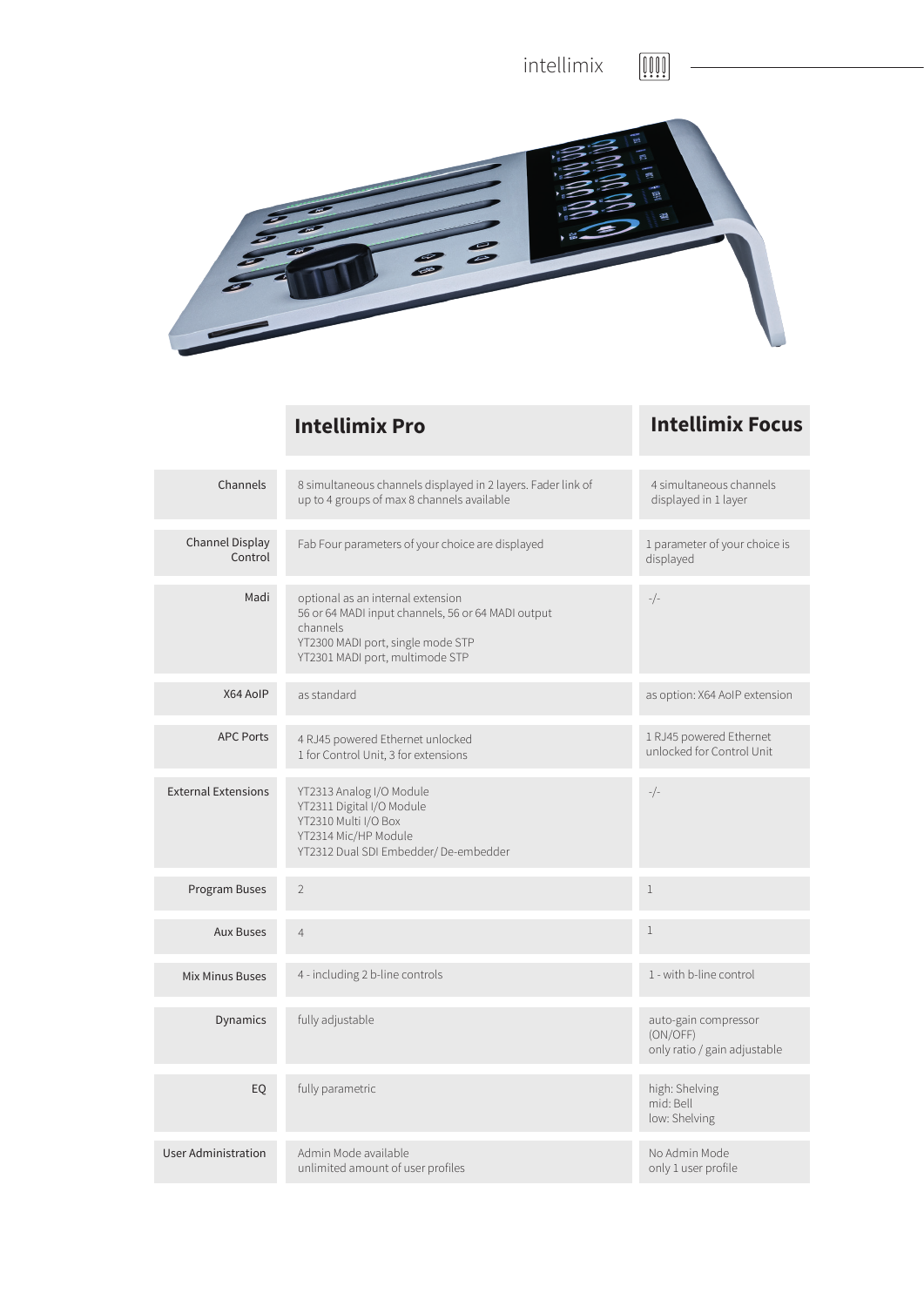intellimix

| | Intellimix Pro | Intellimix Focus |
|---|---|---|
| Channels | 8 simultaneous channels displayed in 2 layers. Fader link of up to 4 groups of max 8 channels available | 4 simultaneous channels displayed in 1 layer |
| Channel Display Control | Fab Four parameters of your choice are displayed | 1 parameter of your choice is displayed |
| Madi | optional as an internal extension<br>56 or 64 MADI input channels, 56 or 64 MADI output channels<br>YT2300 MADI port, single mode STP<br>YT2301 MADI port, multimode STP | -/- |
| X64 AoIP | as standard | as option: X64 AoIP extension |
| APC Ports | 4 RJ45 powered Ethernet unlocked<br>1 for Control Unit, 3 for extensions | 1 RJ45 powered Ethernet unlocked for Control Unit |
| External Extensions | YT2313 Analog I/O Module<br>YT2311 Digital I/O Module<br>YT2310 Multi I/O Box<br>YT2314 Mic/HP Module<br>YT2312 Dual SDI Embedder/ De-embedder | -/- |
| Program Buses | 2 | 1 |
| Aux Buses | 4 | 1 |
| Mix Minus Buses | 4 - including 2 b-line controls | 1 - with b-line control |
| Dynamics | fully adjustable | auto-gain compressor (ON/OFF)<br>only ratio / gain adjustable |
| EQ | fully parametric | high: Shelving<br>mid: Bell<br>low: Shelving |
| User Administration | Admin Mode available<br>unlimited amount of user profiles | No Admin Mode<br>only 1 user profile |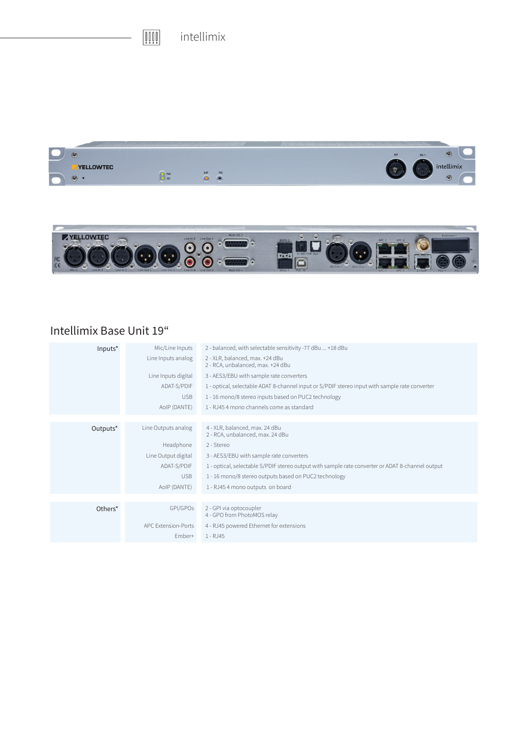## Intellimix Base Unit 19“

| | | |
|---|---|---|
| Inputs* | Mic/Line Inputs | 2 - balanced, with selectable sensitivity -77 dBu ... +18 dBu |
| | Line Inputs analog | 2 - XLR, balanced, max. +24 dBu<br>2 - RCA, unbalanced, max. +24 dBu |
| | Line Inputs digital | 3 - AES3/EBU with sample rate converters |
| | ADAT-S/PDIF | 1 - optical, selectable ADAT 8-channel input or S/PDIF stereo input with sample rate converter |
| | USB | 1 - 16 mono/8 stereo inputs based on PUC2 technology |
| | AoIP (DANTE) | 1 - RJ45 4 mono channels come as standard |
| Outputs* | Line Outputs analog | 4 - XLR, balanced, max. 24 dBu<br>2 - RCA, unbalanced, max. 24 dBu |
| | Headphone | 2 - Stereo |
| | Line Output digital | 3 - AES3/EBU with sample rate converters |
| | ADAT-S/PDIF | 1 - optical, selectable S/PDIF stereo output with sample rate converter or ADAT 8-channel output |
| | USB | 1 - 16 mono/8 stereo outputs based on PUC2 technology |
| | AoIP (DANTE) | 1 - RJ45 4 mono outputs on board |
| Others* | GPI/GPOs | 2 - GPI via optocoupler<br>4 - GPO from PhotoMOS relay |
| | APC Extension-Ports | 4 - RJ45 powered Ethernet for extensions |
| | Ember+ | 1 - RJ45 |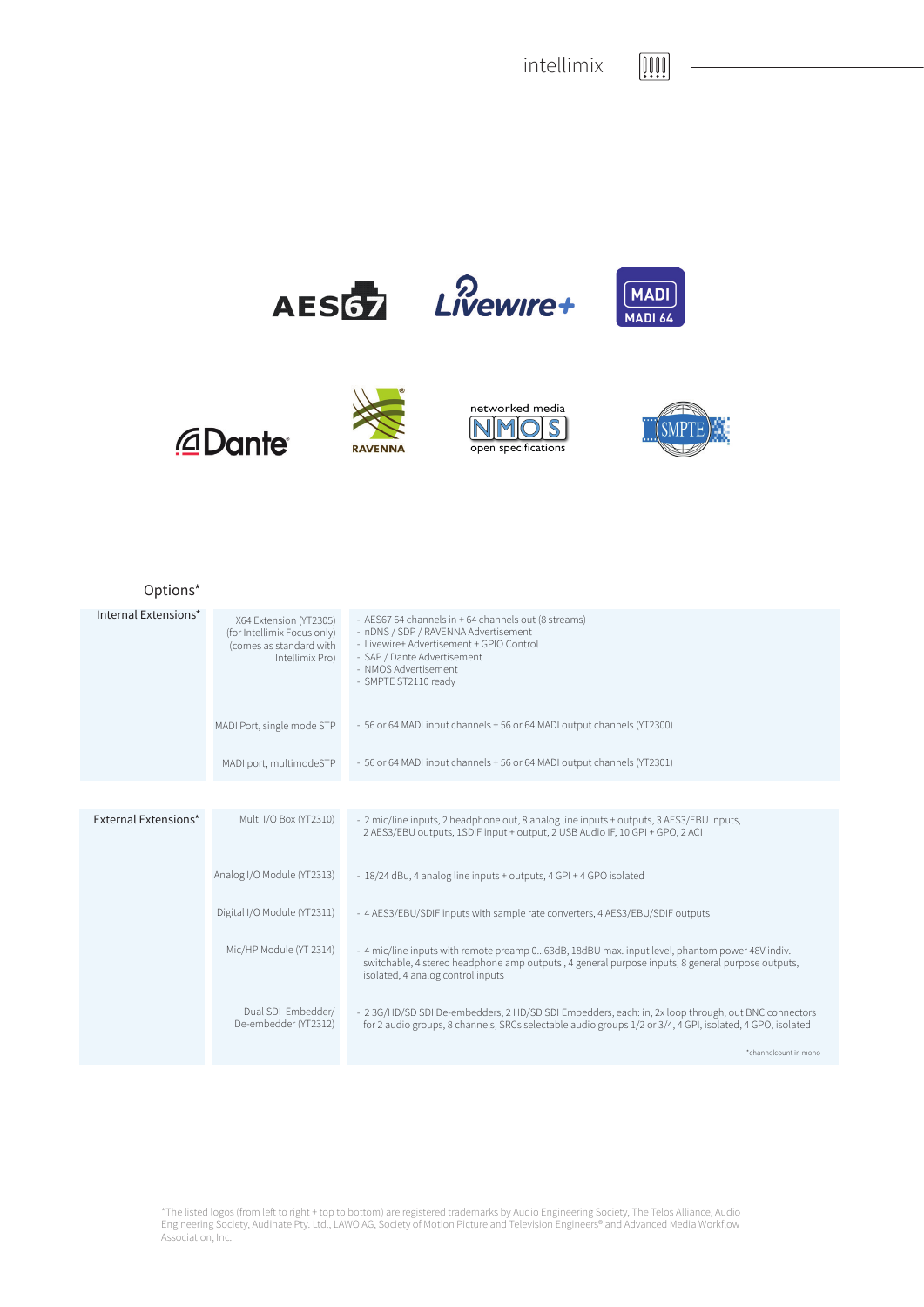## Options*

| | | |
|---|---|---|
| Internal Extensions* | X64 Extension (YT2305) (for Intellimix Focus only) (comes as standard with Intellimix Pro) | - AES67 64 channels in + 64 channels out (8 streams)<br>- nDNS / SDP / RAVENNA Advertisement<br>- Livewire+ Advertisement + GPIO Control<br>- SAP / Dante Advertisement<br>- NMOS Advertisement<br>- SMPTE ST2110 ready |
| | MADI Port, single mode STP | - 56 or 64 MADI input channels + 56 or 64 MADI output channels (YT2300) |
| | MADI port, multimodeSTP | - 56 or 64 MADI input channels + 56 or 64 MADI output channels (YT2301) |
| External Extensions* | Multi I/O Box (YT2310) | - 2 mic/line inputs, 2 headphone out, 8 analog line inputs + outputs, 3 AES3/EBU inputs, 2 AES3/EBU outputs, 1SDIF input + output, 2 USB Audio IF, 10 GPI + GPO, 2 ACI |
| | Analog I/O Module (YT2313) | - 18/24 dBu, 4 analog line inputs + outputs, 4 GPI + 4 GPO isolated |
| | Digital I/O Module (YT2311) | - 4 AES3/EBU/SDIF inputs with sample rate converters, 4 AES3/EBU/SDIF outputs |
| | Mic/HP Module (YT 2314) | - 4 mic/line inputs with remote preamp 0...63dB, 18dBU max. input level, phantom power 48V indiv. switchable, 4 stereo headphone amp outputs , 4 general purpose inputs, 8 general purpose outputs, isolated, 4 analog control inputs |
| | Dual SDI Embedder/ De-embedder (YT2312) | - 2 3G/HD/SD SDI De-embedders, 2 HD/SD SDI Embedders, each: in, 2x loop through, out BNC connectors for 2 audio groups, 8 channels, SRCs selectable audio groups 1/2 or 3/4, 4 GPI, isolated, 4 GPO, isolated |

*channelcount in mono

*The listed logos (from left to right + top to bottom) are registered trademarks by Audio Engineering Society, The Telos Alliance, Audio Engineering Society, Audinate Pty. Ltd., LAWO AG, Society of Motion Picture and Television Engineers® and Advanced Media Workflow Association, Inc.